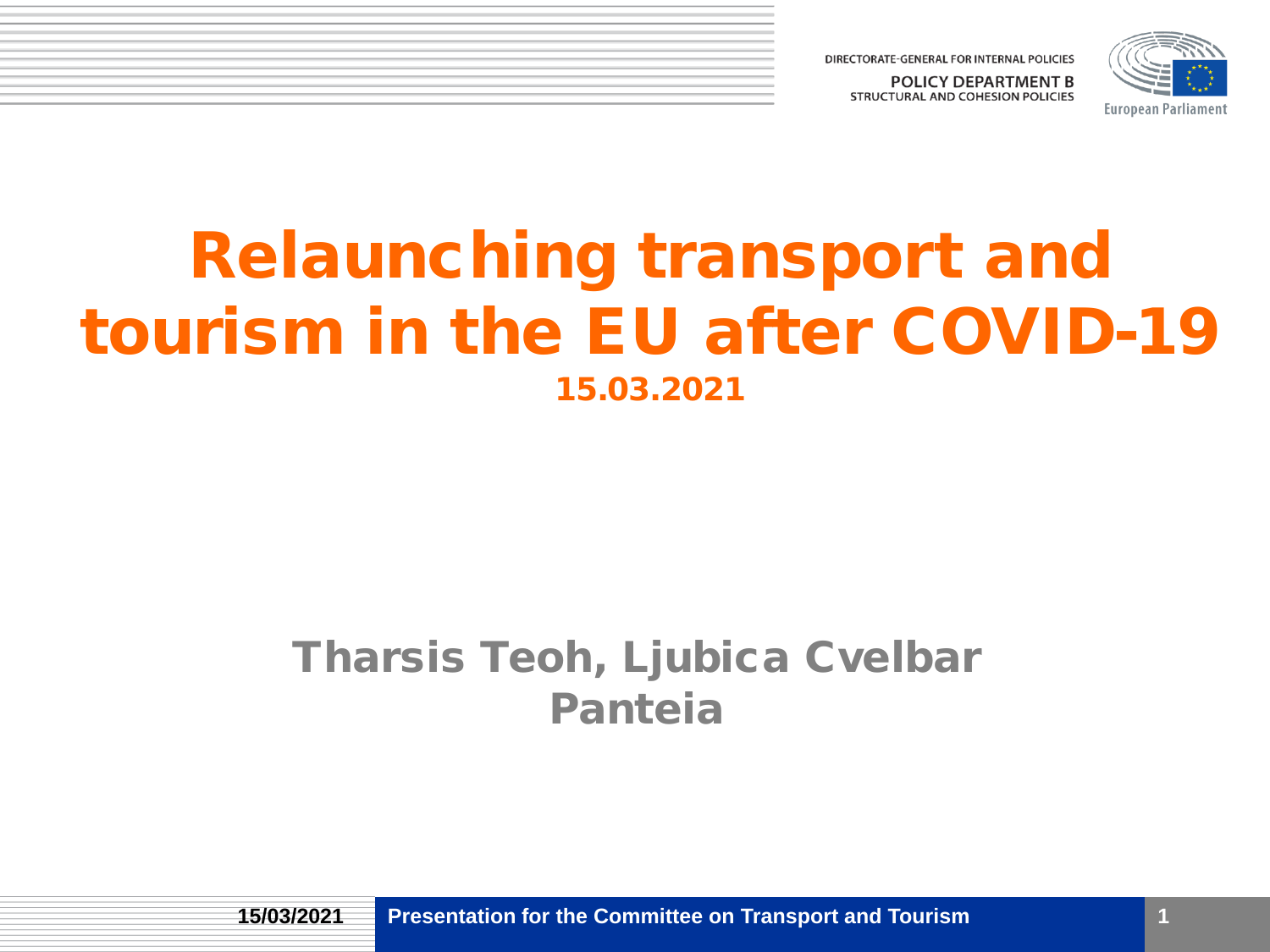DIRECTORATE-GENERAL FOR INTERNAL POLICIES

POLICY DEPARTMENT B

STRUCTURAL AND COHESION POLICIES

European Parliament

# Relaunching transport and tourism in the EU after COVID-19

**15.03.2021**

## Tharsis Teoh, Ljubica Cvelbar

## Panteia

**15/03/2021** **Presentation for the Committee on Transport and Tourism**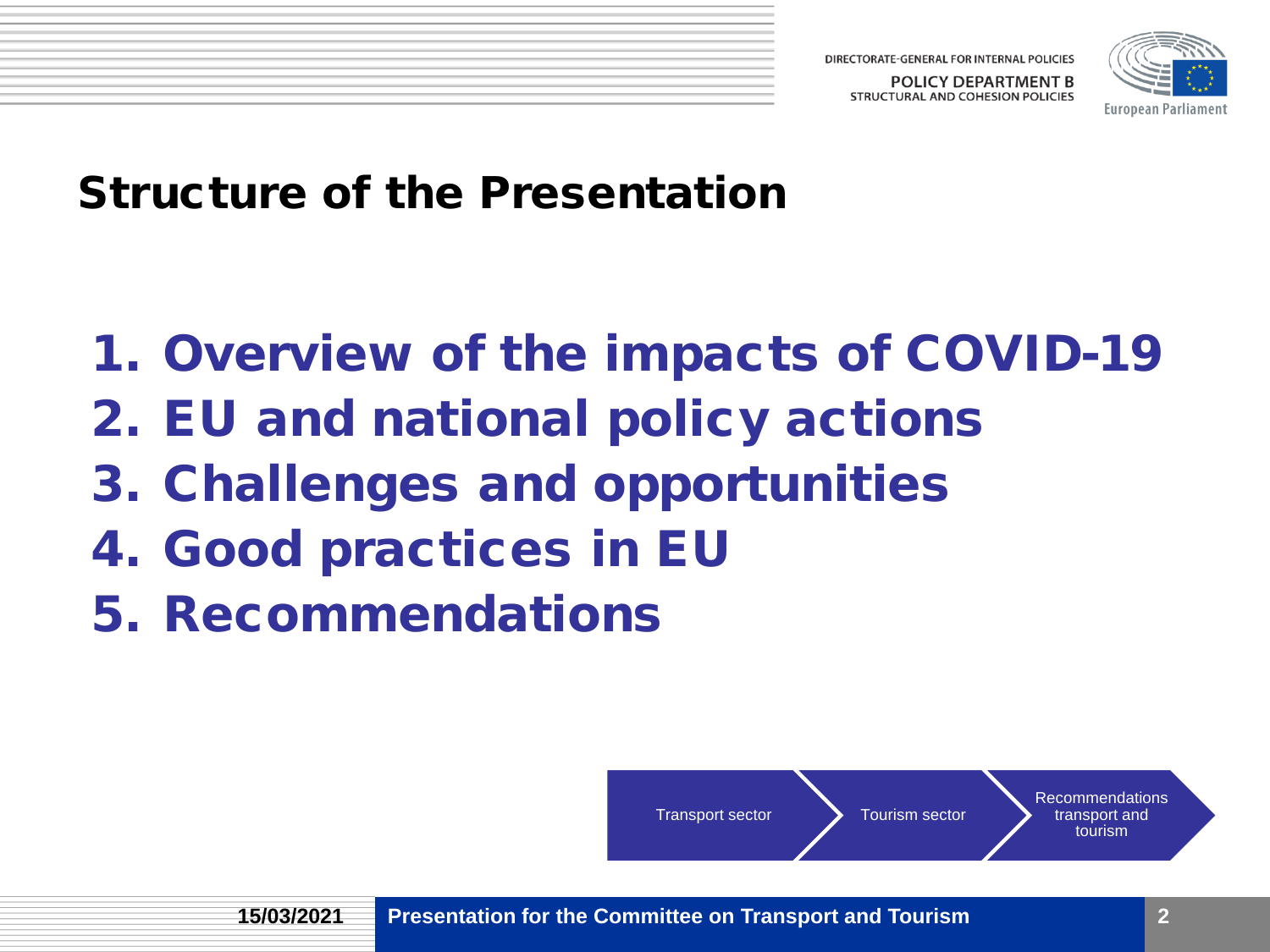# Structure of the Presentation

1. Overview of the impacts of COVID-19
2. EU and national policy actions
3. Challenges and opportunities
4. Good practices in EU
5. Recommendations

Transport sector → Tourism sector → Recommendations transport and tourism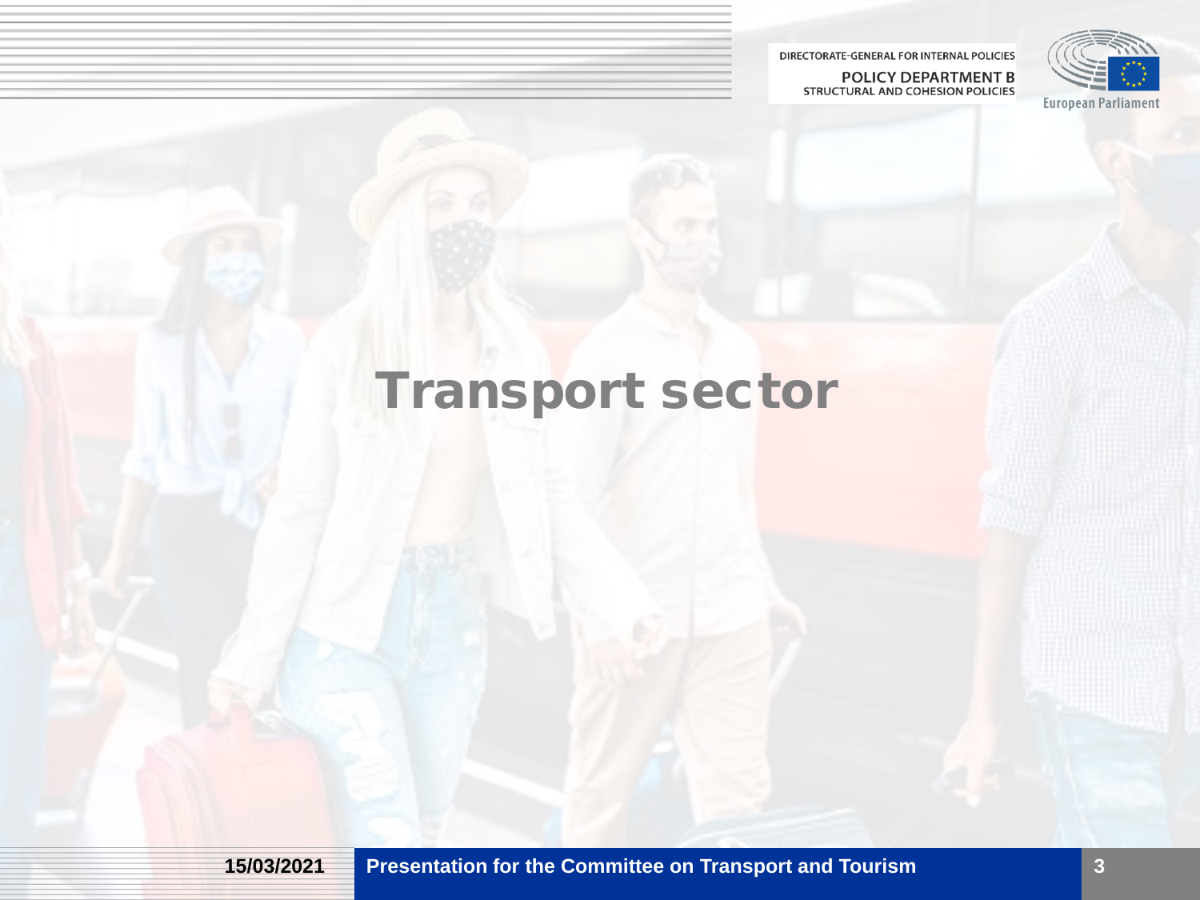# Transport sector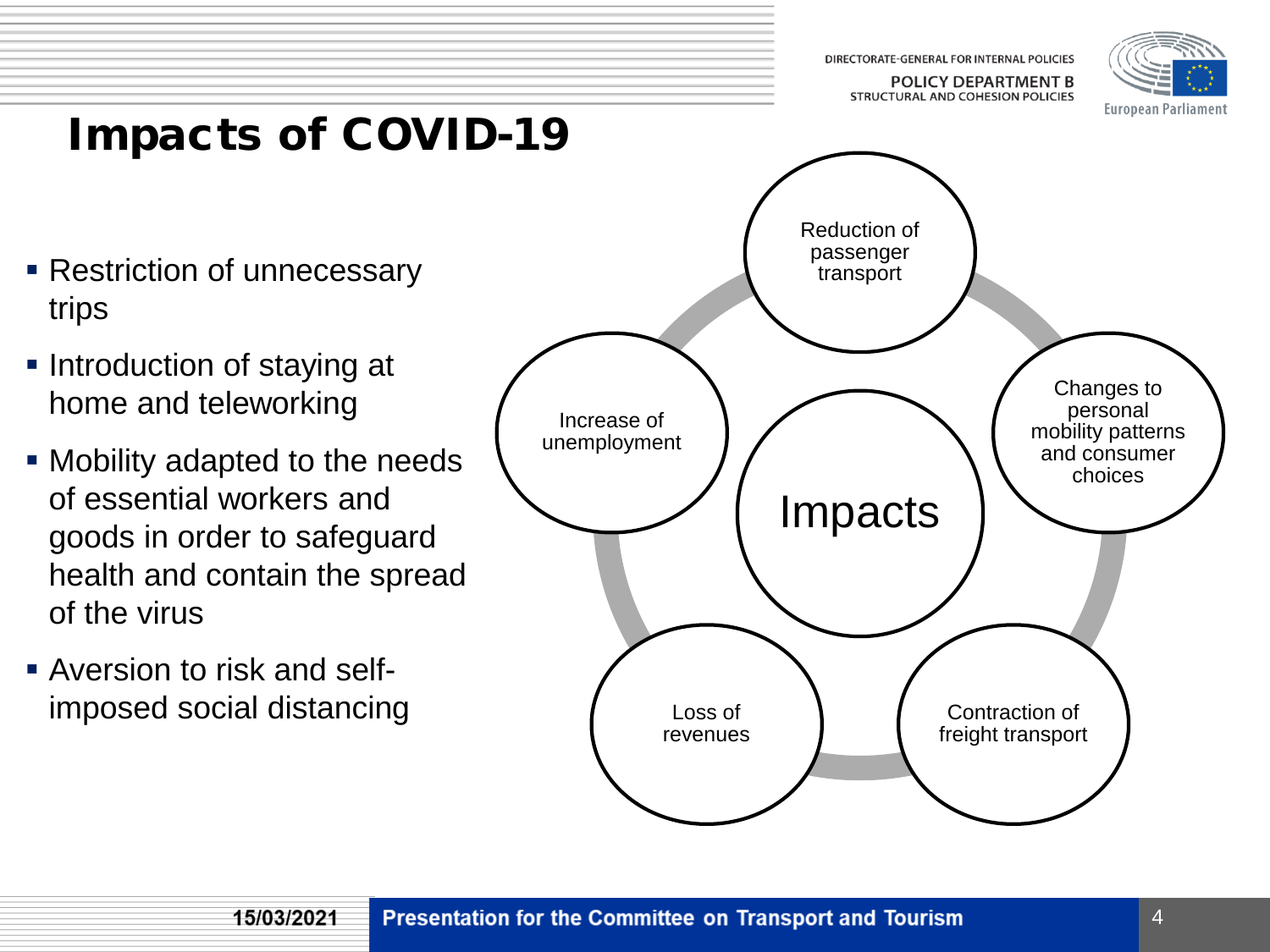# Impacts of COVID-19

- Restriction of unnecessary trips
- Introduction of staying at home and teleworking
- Mobility adapted to the needs of essential workers and goods in order to safeguard health and contain the spread of the virus
- Aversion to risk and self-imposed social distancing

Impacts

- Reduction of passenger transport
- Changes to personal mobility patterns and consumer choices
- Contraction of freight transport
- Loss of revenues
- Increase of unemployment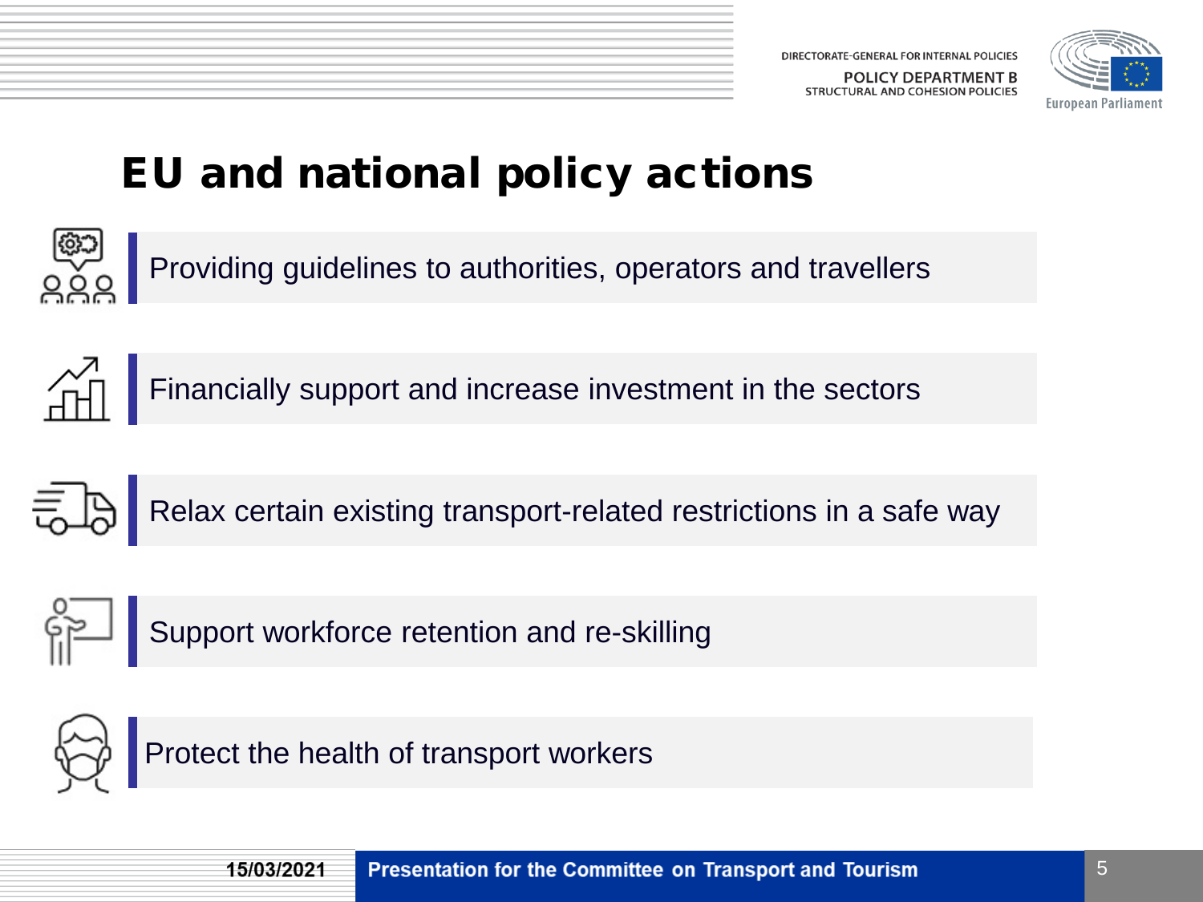# EU and national policy actions

- Providing guidelines to authorities, operators and travellers
- Financially support and increase investment in the sectors
- Relax certain existing transport-related restrictions in a safe way
- Support workforce retention and re-skilling
- Protect the health of transport workers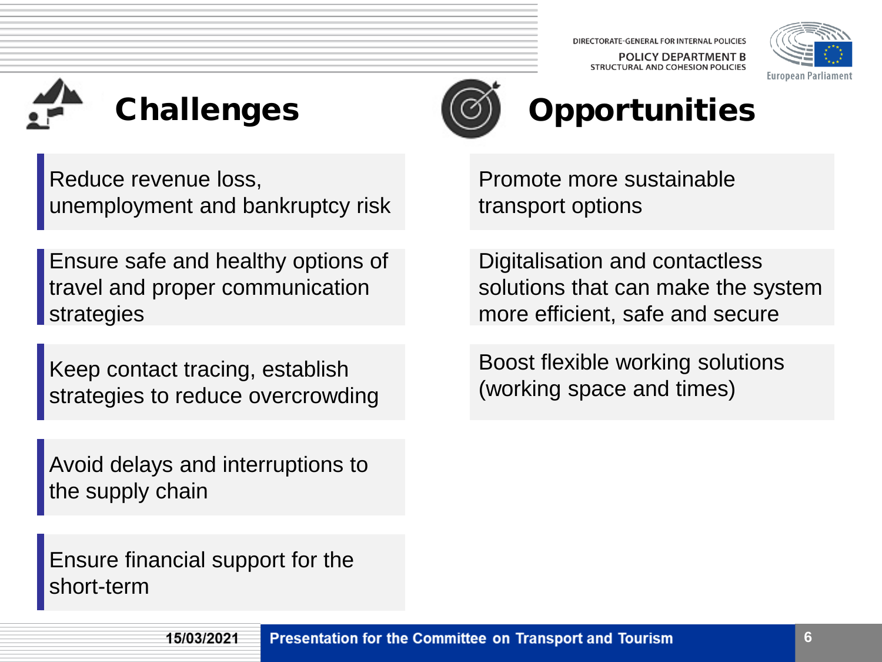## Challenges

- Reduce revenue loss, unemployment and bankruptcy risk
- Ensure safe and healthy options of travel and proper communication strategies
- Keep contact tracing, establish strategies to reduce overcrowding
- Avoid delays and interruptions to the supply chain
- Ensure financial support for the short-term

## Opportunities

- Promote more sustainable transport options
- Digitalisation and contactless solutions that can make the system more efficient, safe and secure
- Boost flexible working solutions (working space and times)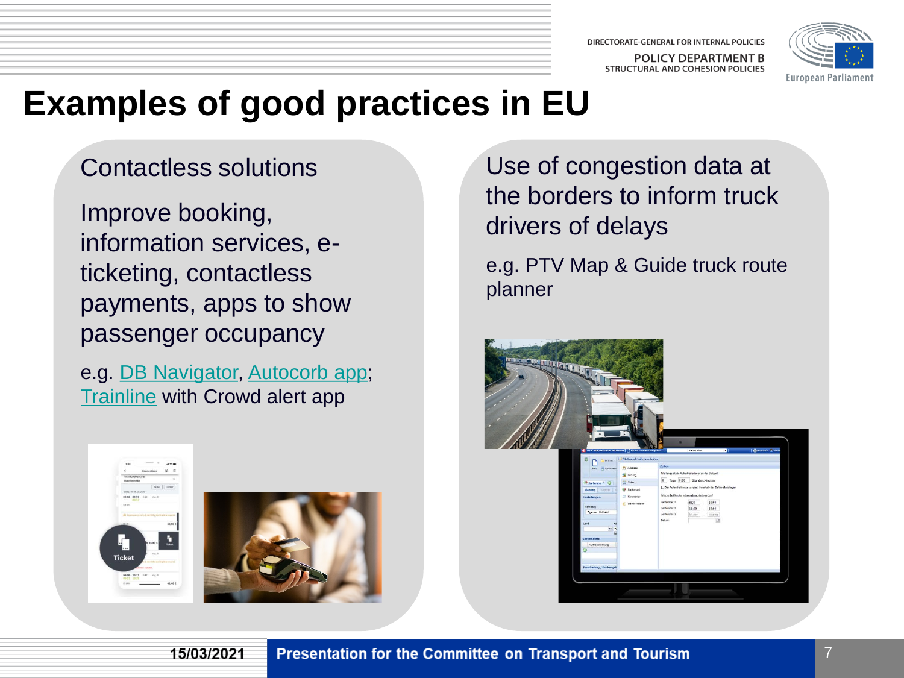# Examples of good practices in EU

## Contactless solutions

Improve booking, information services, e-ticketing, contactless payments, apps to show passenger occupancy

e.g. DB Navigator, Autocorb app; Trainline with Crowd alert app

## Use of congestion data at the borders to inform truck drivers of delays

e.g. PTV Map & Guide truck route planner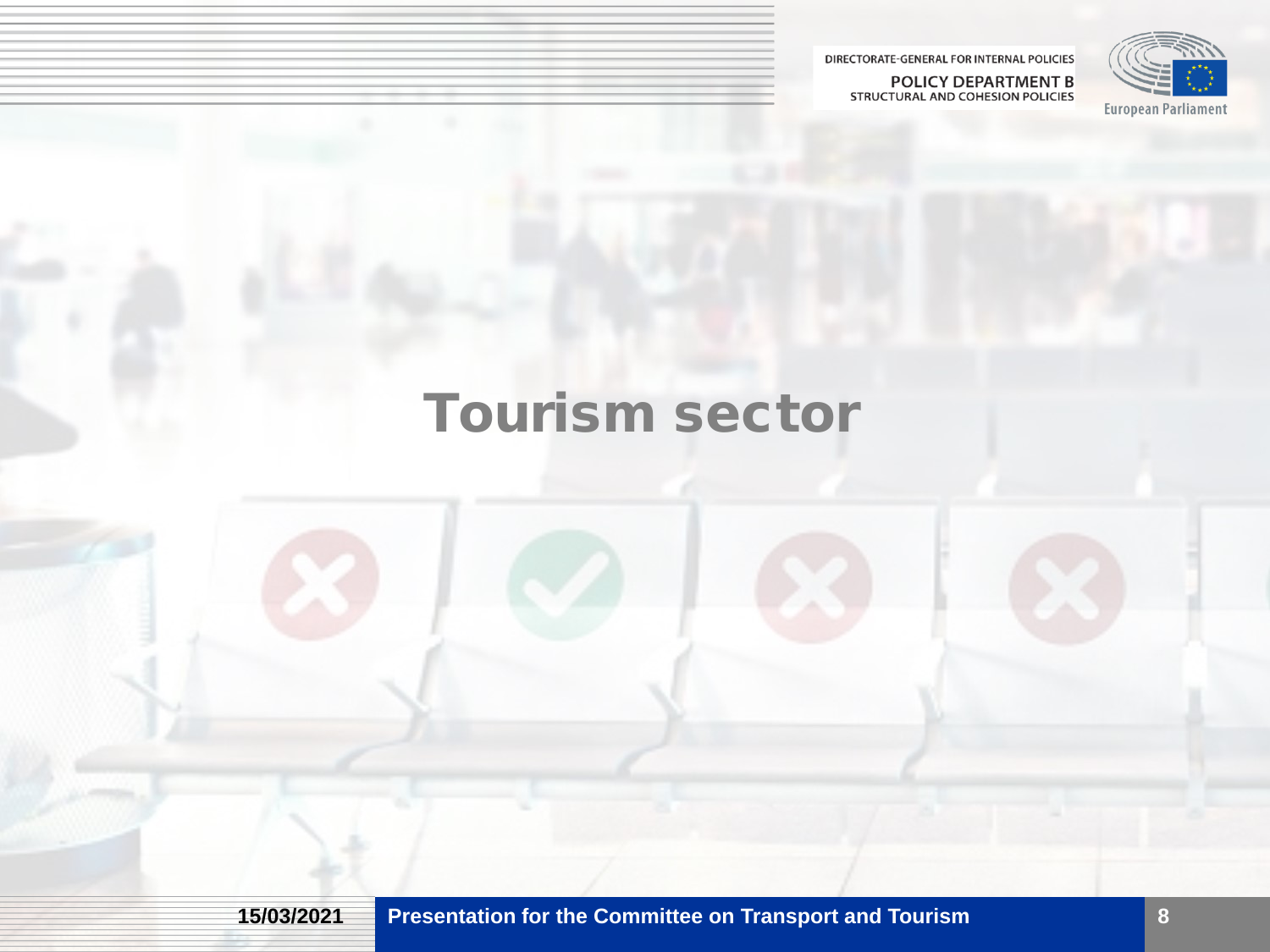# Tourism sector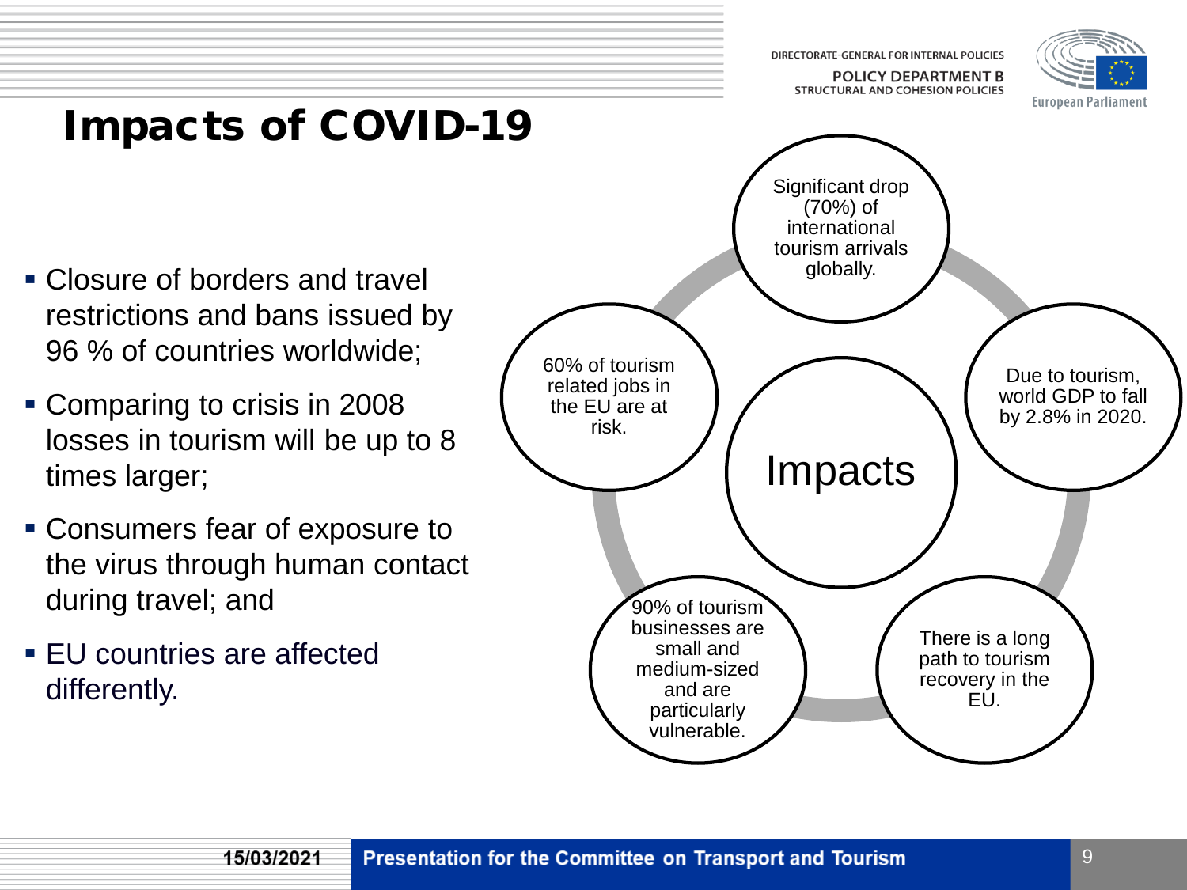# Impacts of COVID-19

- Closure of borders and travel restrictions and bans issued by 96 % of countries worldwide;
- Comparing to crisis in 2008 losses in tourism will be up to 8 times larger;
- Consumers fear of exposure to the virus through human contact during travel; and
- EU countries are affected differently.

**Impacts**

- Significant drop (70%) of international tourism arrivals globally.
- Due to tourism, world GDP to fall by 2.8% in 2020.
- There is a long path to tourism recovery in the EU.
- 90% of tourism businesses are small and medium-sized and are particularly vulnerable.
- 60% of tourism related jobs in the EU are at risk.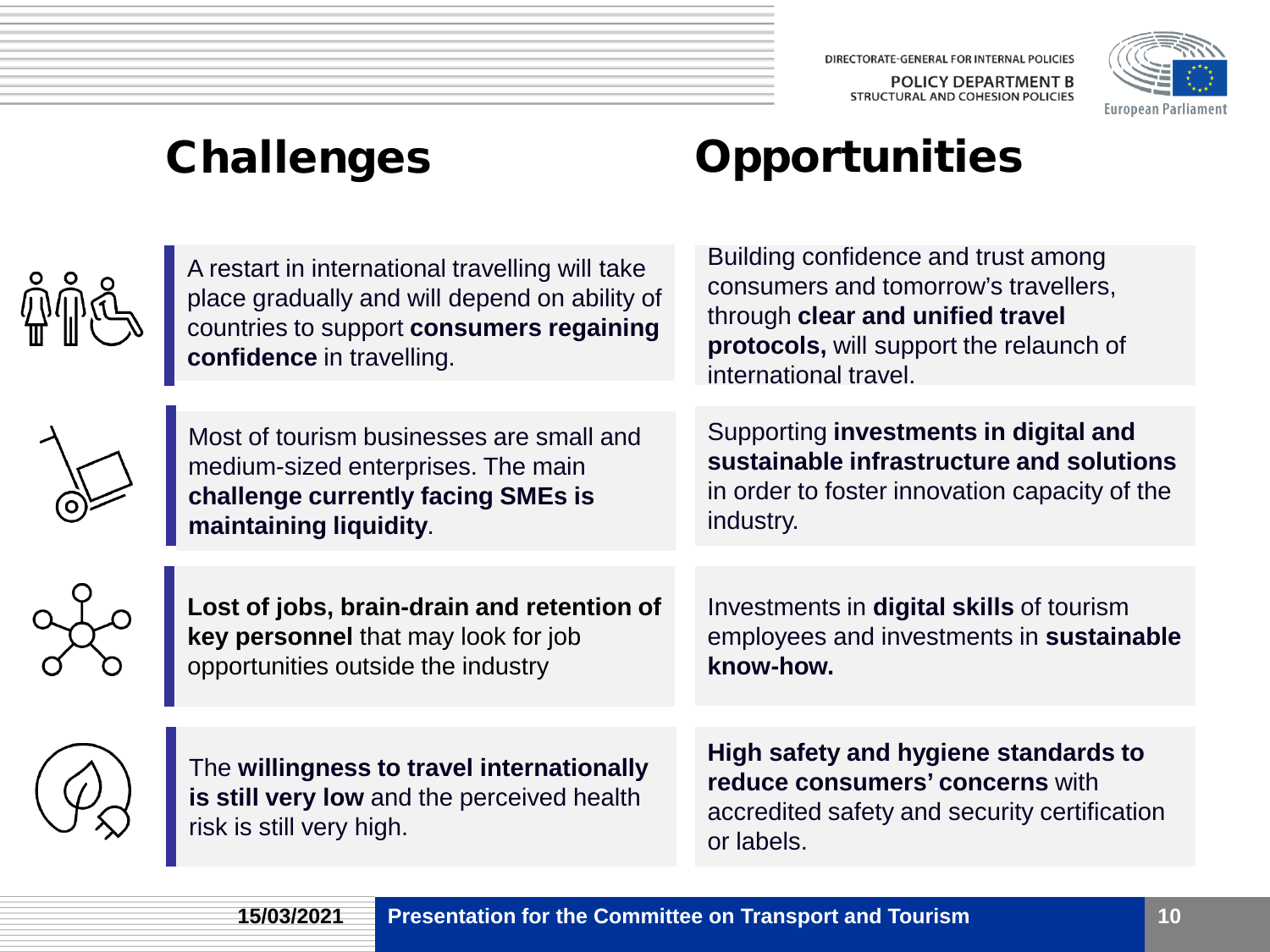## Challenges

A restart in international travelling will take place gradually and will depend on ability of countries to support **consumers regaining confidence** in travelling.

Most of tourism businesses are small and medium-sized enterprises. The main **challenge currently facing SMEs is maintaining liquidity**.

**Lost of jobs, brain-drain and retention of key personnel** that may look for job opportunities outside the industry

The **willingness to travel internationally is still very low** and the perceived health risk is still very high.

## Opportunities

Building confidence and trust among consumers and tomorrow's travellers, through **clear and unified travel protocols,** will support the relaunch of international travel.

Supporting **investments in digital and sustainable infrastructure and solutions** in order to foster innovation capacity of the industry.

Investments in **digital skills** of tourism employees and investments in **sustainable know-how.**

**High safety and hygiene standards to reduce consumers' concerns** with accredited safety and security certification or labels.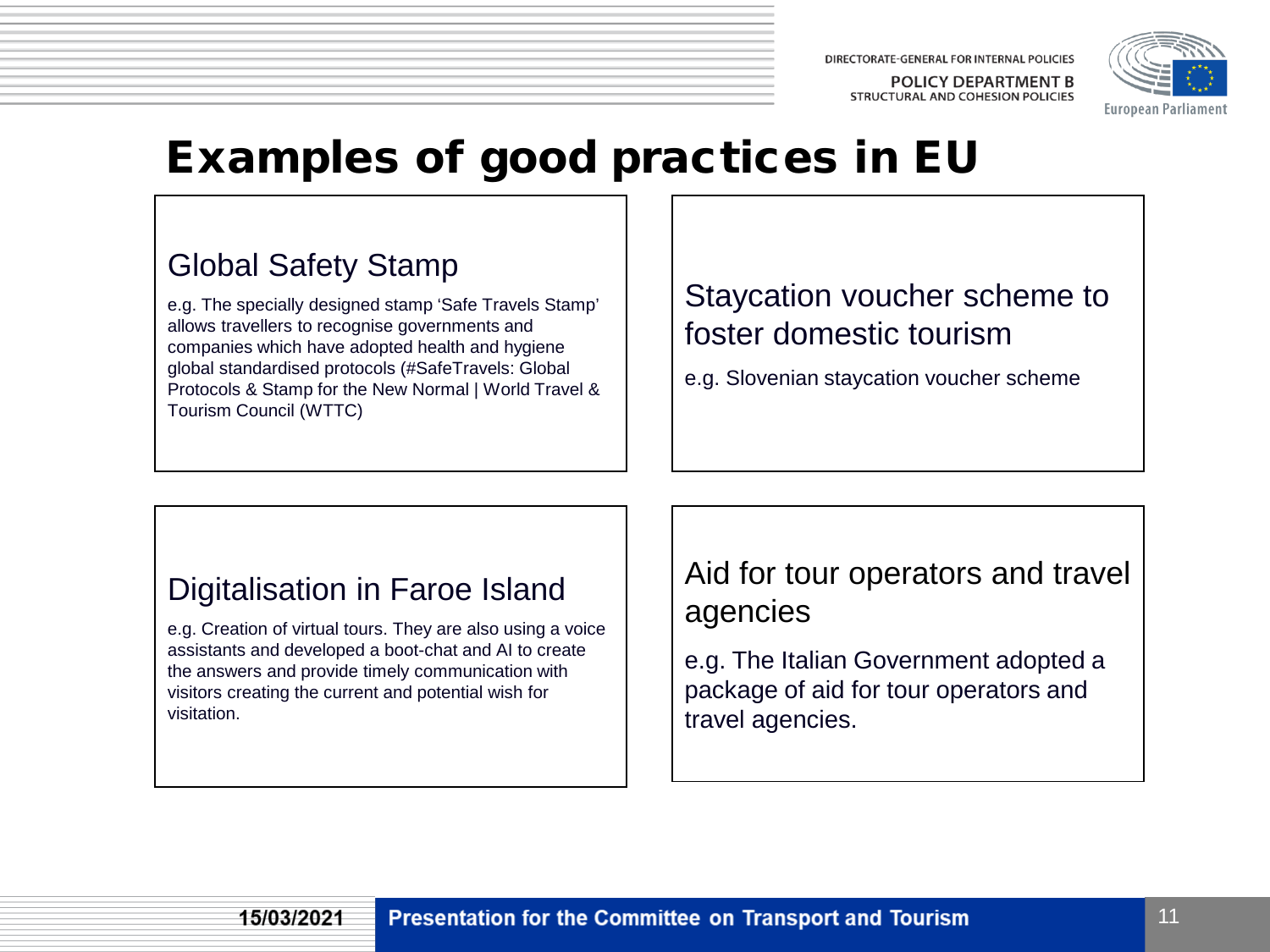# Examples of good practices in EU

## Global Safety Stamp

e.g. The specially designed stamp 'Safe Travels Stamp' allows travellers to recognise governments and companies which have adopted health and hygiene global standardised protocols (#SafeTravels: Global Protocols & Stamp for the New Normal | World Travel & Tourism Council (WTTC)

## Staycation voucher scheme to foster domestic tourism

e.g. Slovenian staycation voucher scheme

## Digitalisation in Faroe Island

e.g. Creation of virtual tours. They are also using a voice assistants and developed a boot-chat and AI to create the answers and provide timely communication with visitors creating the current and potential wish for visitation.

## Aid for tour operators and travel agencies

e.g. The Italian Government adopted a package of aid for tour operators and travel agencies.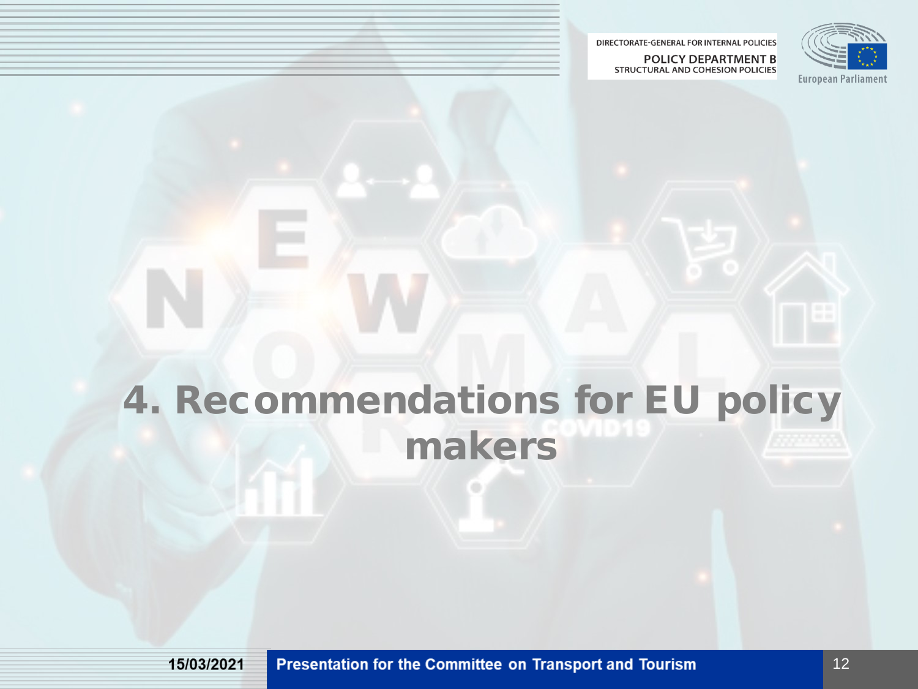# 4. Recommendations for EU policy makers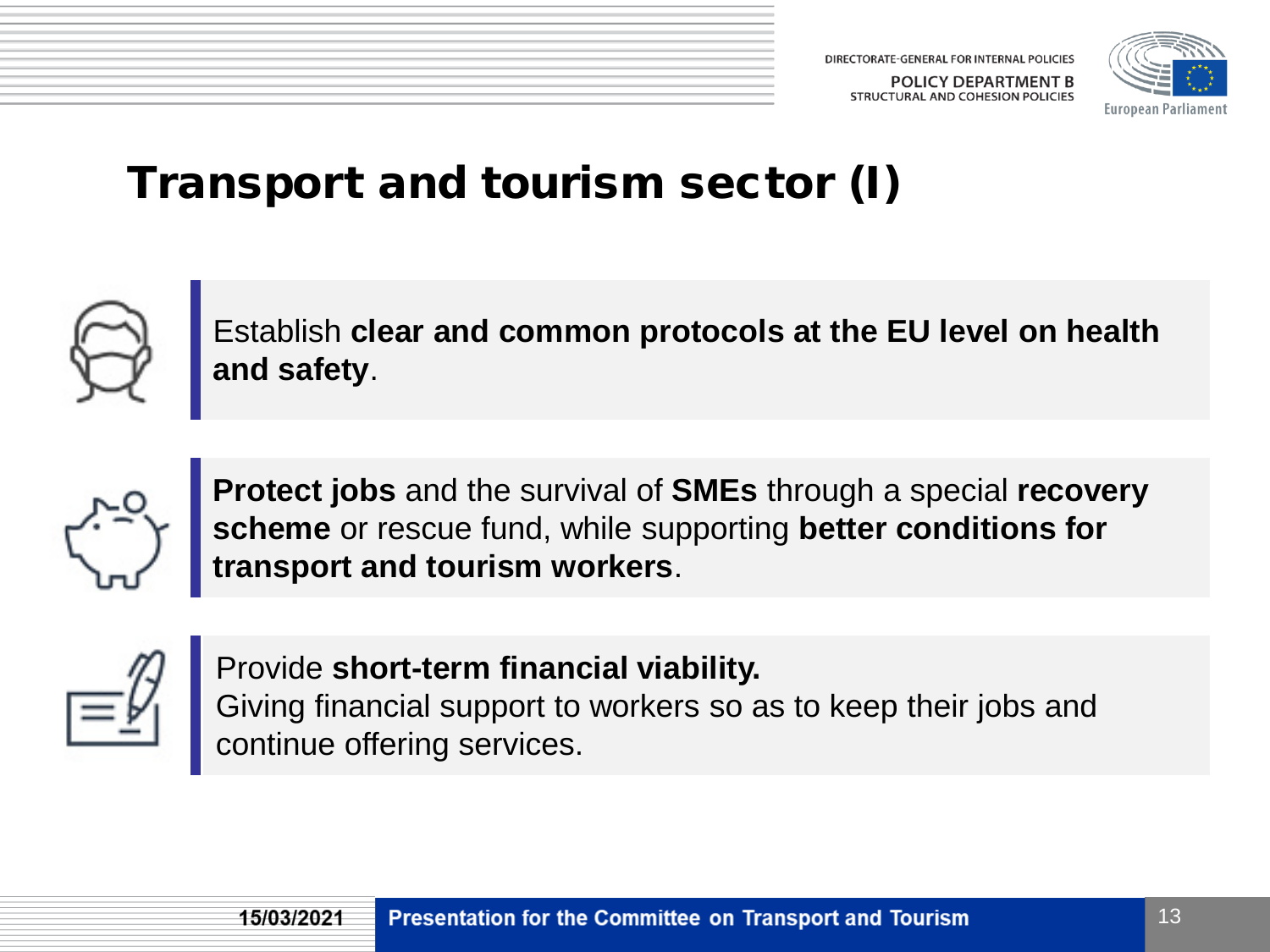# Transport and tourism sector (I)

Establish **clear and common protocols at the EU level on health and safety**.

**Protect jobs** and the survival of **SMEs** through a special **recovery scheme** or rescue fund, while supporting **better conditions for transport and tourism workers**.

Provide **short-term financial viability.**
Giving financial support to workers so as to keep their jobs and continue offering services.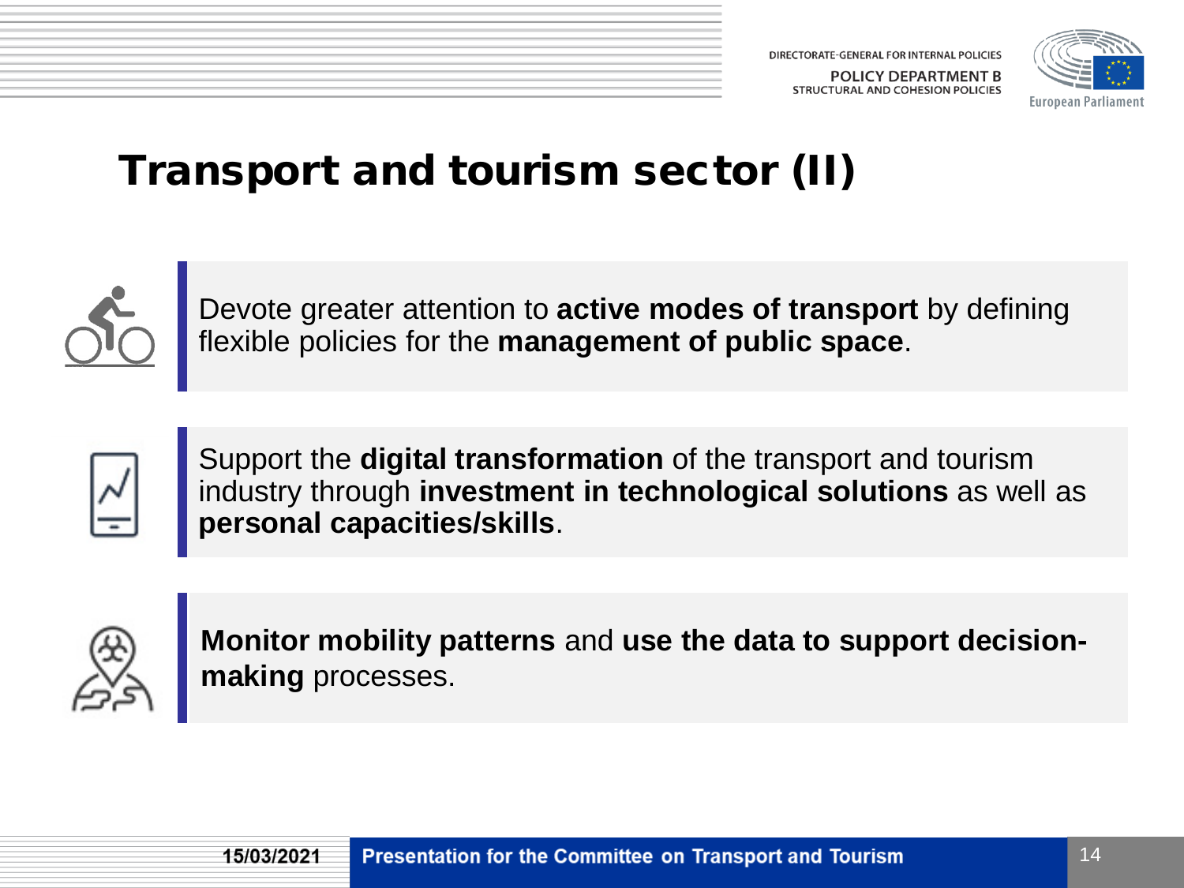# Transport and tourism sector (II)

Devote greater attention to **active modes of transport** by defining flexible policies for the **management of public space**.

Support the **digital transformation** of the transport and tourism industry through **investment in technological solutions** as well as **personal capacities/skills**.

**Monitor mobility patterns** and **use the data to support decision-making** processes.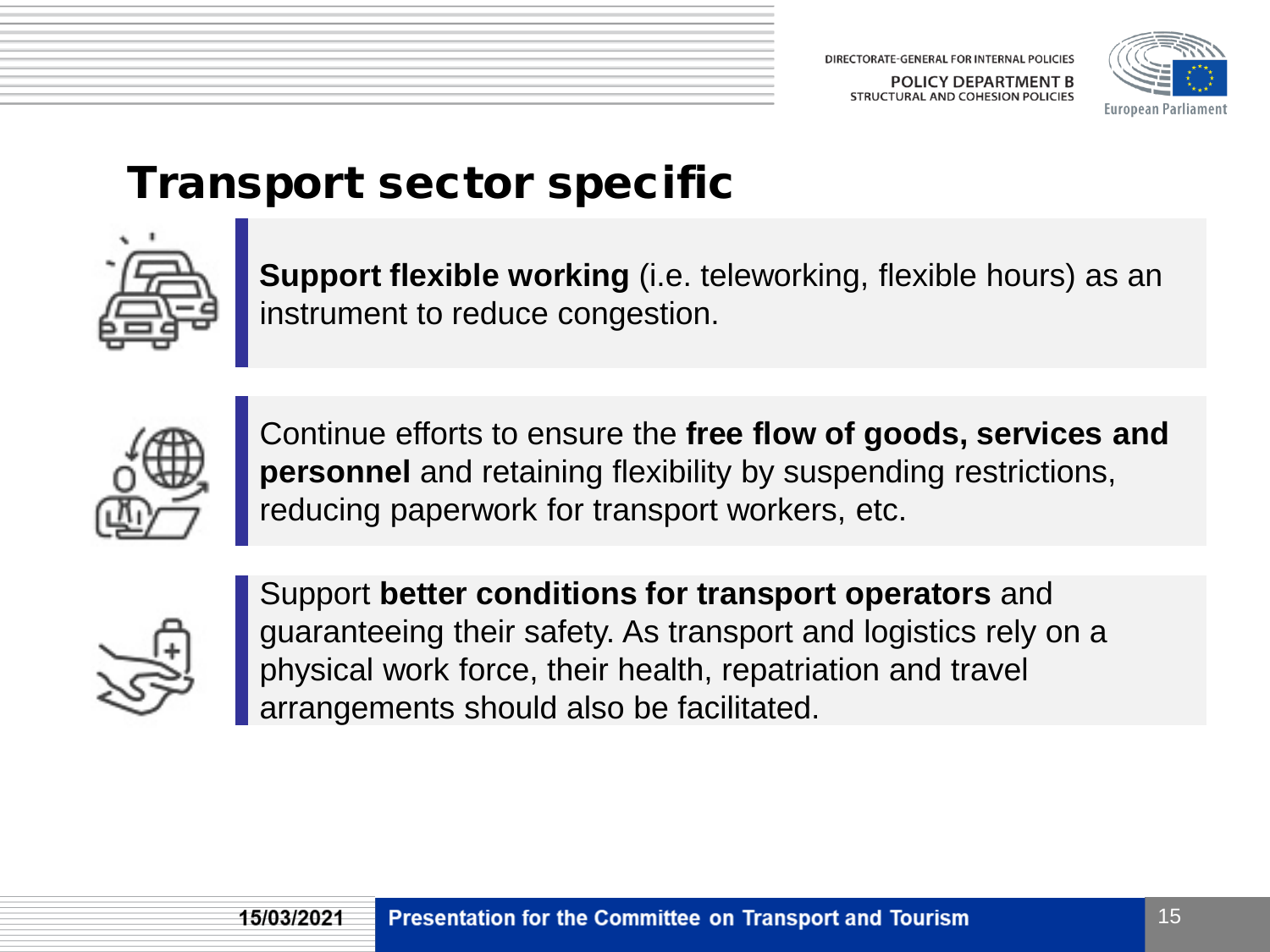# Transport sector specific

**Support flexible working** (i.e. teleworking, flexible hours) as an instrument to reduce congestion.

Continue efforts to ensure the **free flow of goods, services and personnel** and retaining flexibility by suspending restrictions, reducing paperwork for transport workers, etc.

Support **better conditions for transport operators** and guaranteeing their safety. As transport and logistics rely on a physical work force, their health, repatriation and travel arrangements should also be facilitated.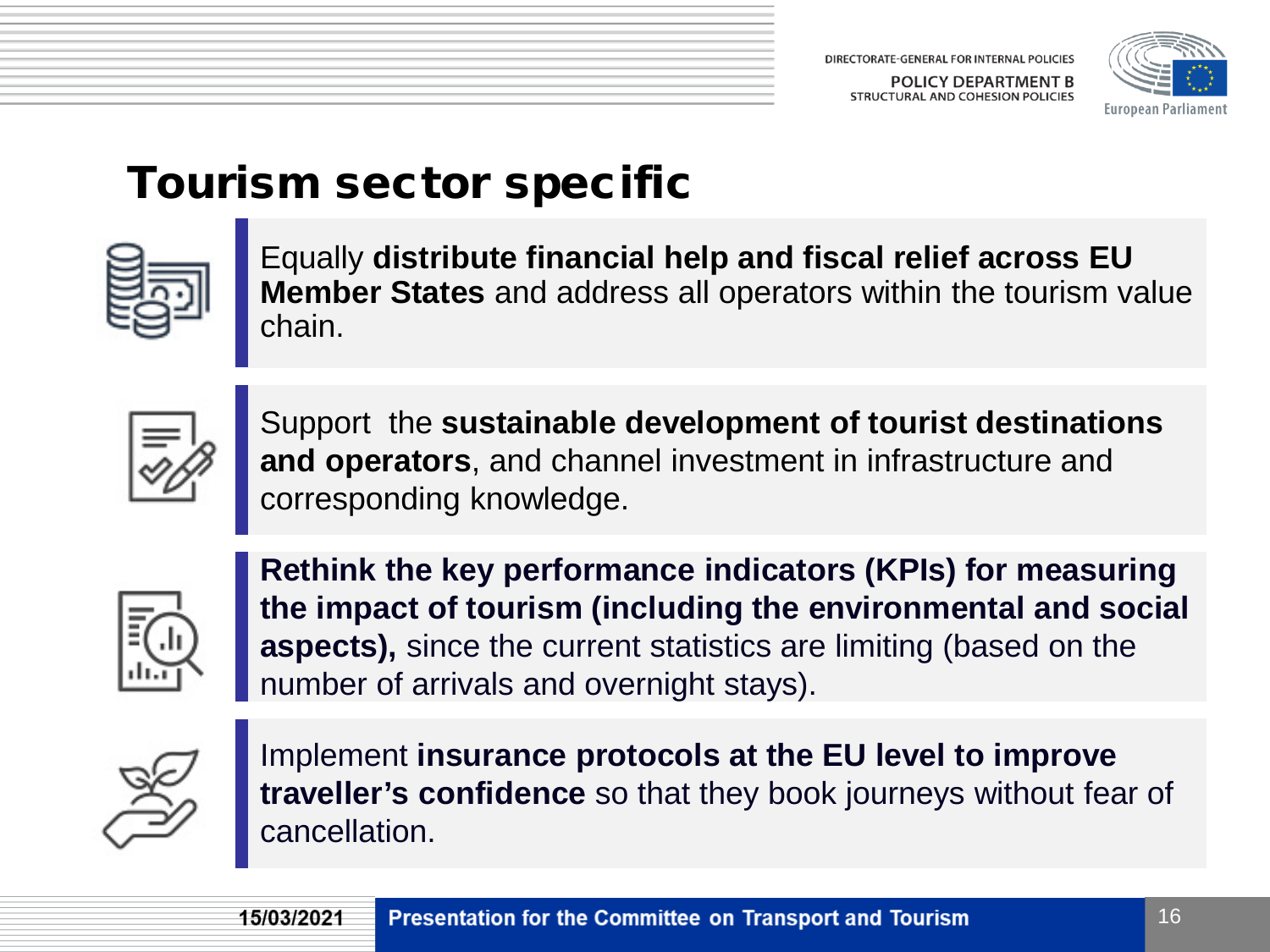# Tourism sector specific

- Equally **distribute financial help and fiscal relief across EU Member States** and address all operators within the tourism value chain.

- Support the **sustainable development of tourist destinations and operators**, and channel investment in infrastructure and corresponding knowledge.

- **Rethink the key performance indicators (KPIs) for measuring the impact of tourism (including the environmental and social aspects),** since the current statistics are limiting (based on the number of arrivals and overnight stays).

- Implement **insurance protocols at the EU level to improve traveller's confidence** so that they book journeys without fear of cancellation.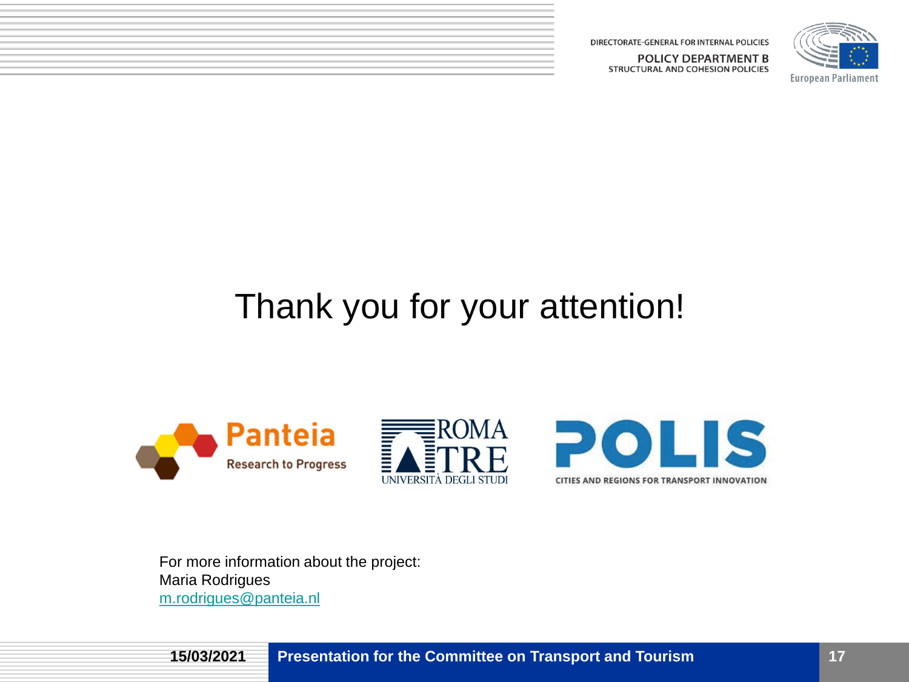# Thank you for your attention!

For more information about the project:
Maria Rodrigues
m.rodrigues@panteia.nl